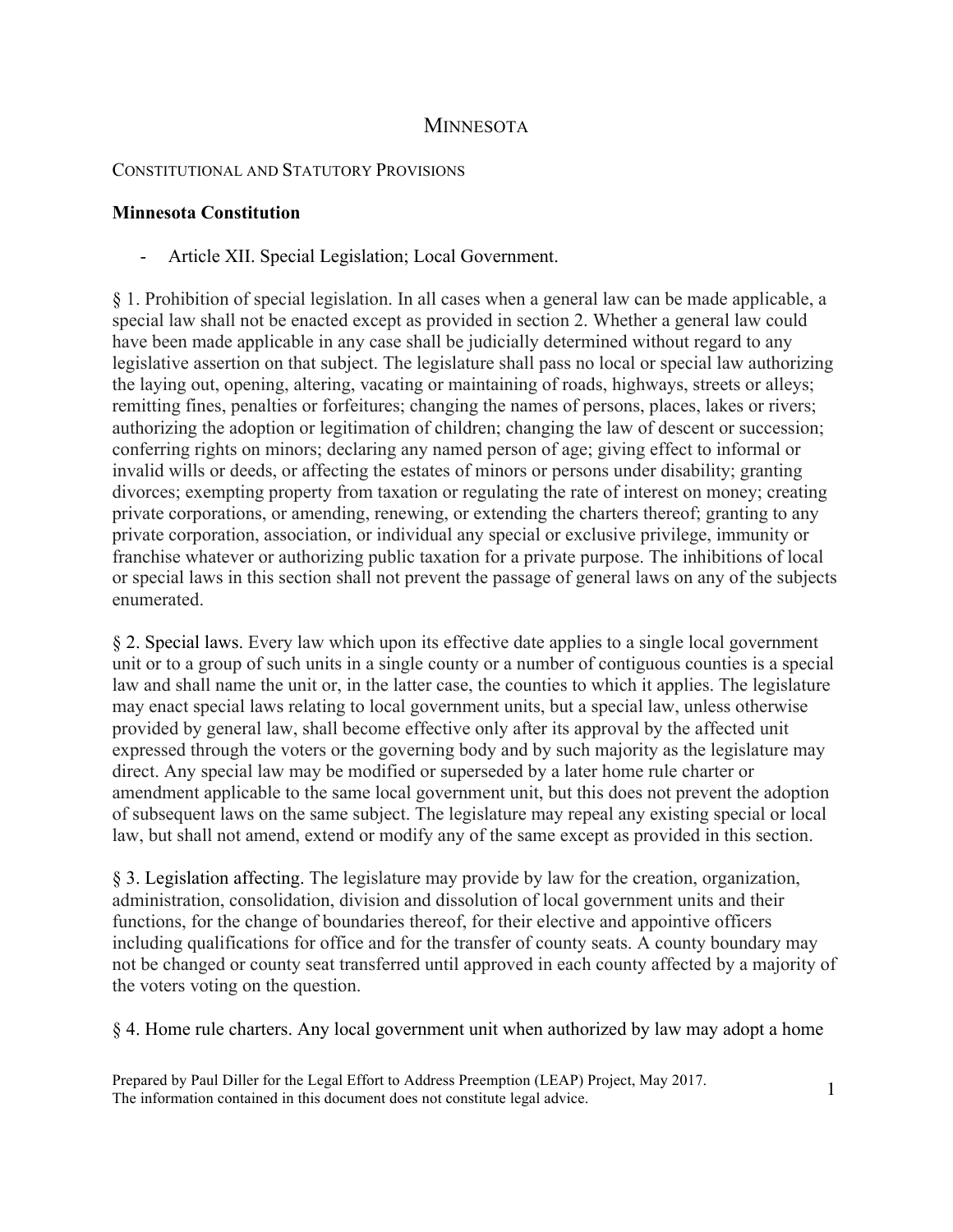# MINNESOTA

CONSTITUTIONAL AND STATUTORY PROVISIONS

**Minnesota Constitution**

- Article XII. Special Legislation; Local Government.

§ 1. Prohibition of special legislation. In all cases when a general law can be made applicable, a special law shall not be enacted except as provided in section 2. Whether a general law could have been made applicable in any case shall be judicially determined without regard to any legislative assertion on that subject. The legislature shall pass no local or special law authorizing the laying out, opening, altering, vacating or maintaining of roads, highways, streets or alleys; remitting fines, penalties or forfeitures; changing the names of persons, places, lakes or rivers; authorizing the adoption or legitimation of children; changing the law of descent or succession; conferring rights on minors; declaring any named person of age; giving effect to informal or invalid wills or deeds, or affecting the estates of minors or persons under disability; granting divorces; exempting property from taxation or regulating the rate of interest on money; creating private corporations, or amending, renewing, or extending the charters thereof; granting to any private corporation, association, or individual any special or exclusive privilege, immunity or franchise whatever or authorizing public taxation for a private purpose. The inhibitions of local or special laws in this section shall not prevent the passage of general laws on any of the subjects enumerated.

§ 2. Special laws. Every law which upon its effective date applies to a single local government unit or to a group of such units in a single county or a number of contiguous counties is a special law and shall name the unit or, in the latter case, the counties to which it applies. The legislature may enact special laws relating to local government units, but a special law, unless otherwise provided by general law, shall become effective only after its approval by the affected unit expressed through the voters or the governing body and by such majority as the legislature may direct. Any special law may be modified or superseded by a later home rule charter or amendment applicable to the same local government unit, but this does not prevent the adoption of subsequent laws on the same subject. The legislature may repeal any existing special or local law, but shall not amend, extend or modify any of the same except as provided in this section.

§ 3. Legislation affecting. The legislature may provide by law for the creation, organization, administration, consolidation, division and dissolution of local government units and their functions, for the change of boundaries thereof, for their elective and appointive officers including qualifications for office and for the transfer of county seats. A county boundary may not be changed or county seat transferred until approved in each county affected by a majority of the voters voting on the question.

§ 4. Home rule charters. Any local government unit when authorized by law may adopt a home

Prepared by Paul Diller for the Legal Effort to Address Preemption (LEAP) Project, May 2017.
The information contained in this document does not constitute legal advice.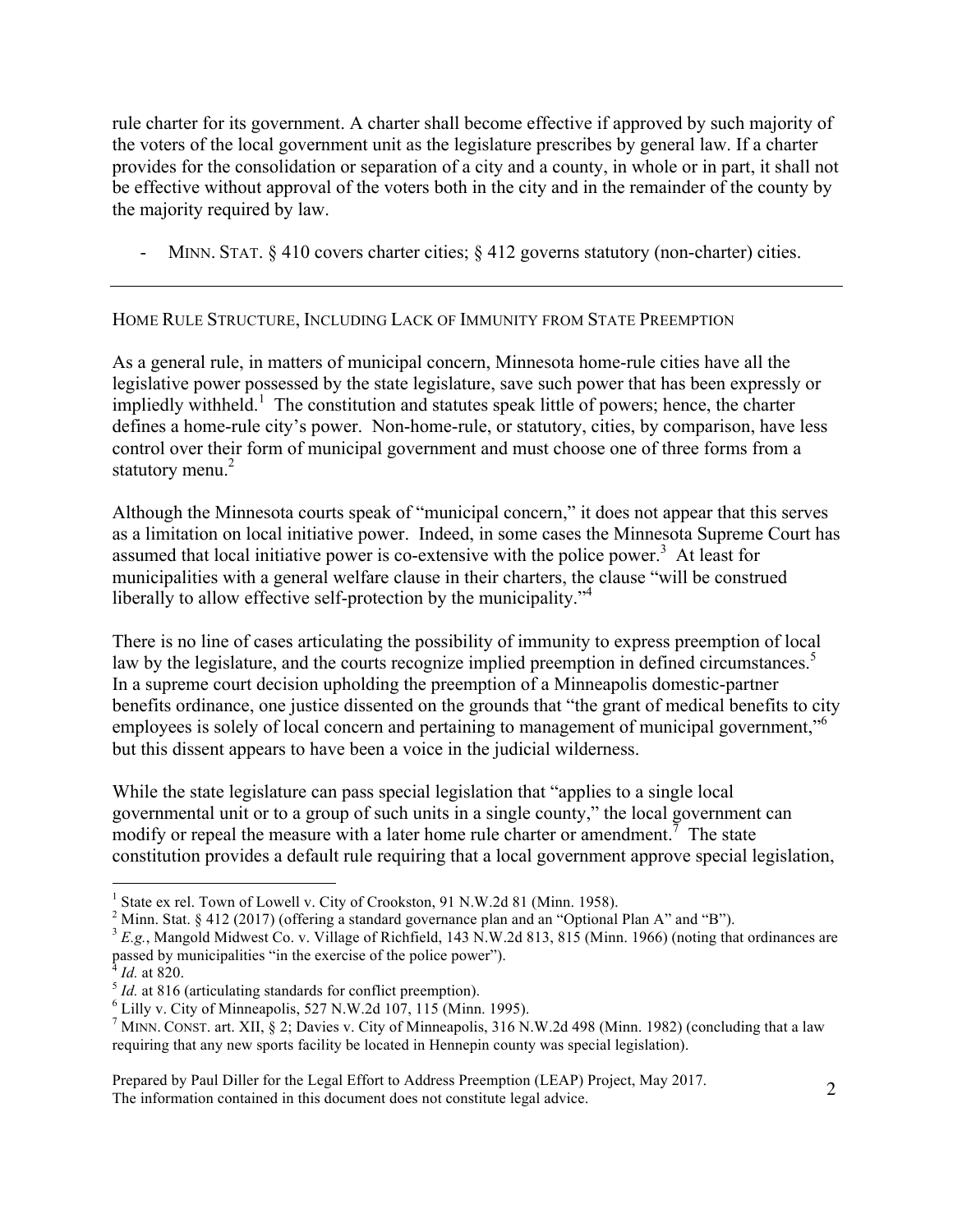rule charter for its government. A charter shall become effective if approved by such majority of the voters of the local government unit as the legislature prescribes by general law. If a charter provides for the consolidation or separation of a city and a county, in whole or in part, it shall not be effective without approval of the voters both in the city and in the remainder of the county by the majority required by law.

- MINN. STAT. § 410 covers charter cities; § 412 governs statutory (non-charter) cities.

---

HOME RULE STRUCTURE, INCLUDING LACK OF IMMUNITY FROM STATE PREEMPTION

As a general rule, in matters of municipal concern, Minnesota home-rule cities have all the legislative power possessed by the state legislature, save such power that has been expressly or impliedly withheld.[1] The constitution and statutes speak little of powers; hence, the charter defines a home-rule city's power. Non-home-rule, or statutory, cities, by comparison, have less control over their form of municipal government and must choose one of three forms from a statutory menu.[2]

Although the Minnesota courts speak of "municipal concern," it does not appear that this serves as a limitation on local initiative power. Indeed, in some cases the Minnesota Supreme Court has assumed that local initiative power is co-extensive with the police power.[3] At least for municipalities with a general welfare clause in their charters, the clause "will be construed liberally to allow effective self-protection by the municipality."[4]

There is no line of cases articulating the possibility of immunity to express preemption of local law by the legislature, and the courts recognize implied preemption in defined circumstances.[5] In a supreme court decision upholding the preemption of a Minneapolis domestic-partner benefits ordinance, one justice dissented on the grounds that "the grant of medical benefits to city employees is solely of local concern and pertaining to management of municipal government,"[6] but this dissent appears to have been a voice in the judicial wilderness.

While the state legislature can pass special legislation that "applies to a single local governmental unit or to a group of such units in a single county," the local government can modify or repeal the measure with a later home rule charter or amendment.[7] The state constitution provides a default rule requiring that a local government approve special legislation,

---

[1] State ex rel. Town of Lowell v. City of Crookston, 91 N.W.2d 81 (Minn. 1958).

[2] Minn. Stat. § 412 (2017) (offering a standard governance plan and an "Optional Plan A" and "B").

[3] *E.g.*, Mangold Midwest Co. v. Village of Richfield, 143 N.W.2d 813, 815 (Minn. 1966) (noting that ordinances are passed by municipalities "in the exercise of the police power").

[4] *Id.* at 820.

[5] *Id.* at 816 (articulating standards for conflict preemption).

[6] Lilly v. City of Minneapolis, 527 N.W.2d 107, 115 (Minn. 1995).

[7] MINN. CONST. art. XII, § 2; Davies v. City of Minneapolis, 316 N.W.2d 498 (Minn. 1982) (concluding that a law requiring that any new sports facility be located in Hennepin county was special legislation).

Prepared by Paul Diller for the Legal Effort to Address Preemption (LEAP) Project, May 2017.
The information contained in this document does not constitute legal advice.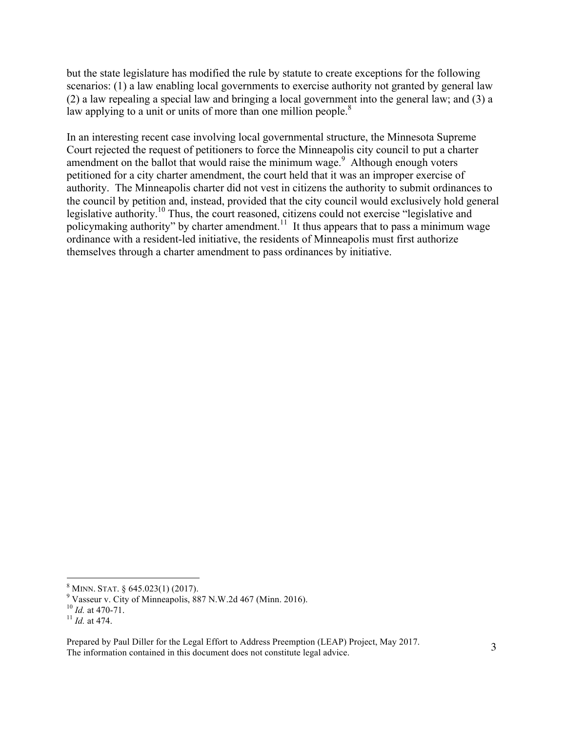but the state legislature has modified the rule by statute to create exceptions for the following scenarios: (1) a law enabling local governments to exercise authority not granted by general law (2) a law repealing a special law and bringing a local government into the general law; and (3) a law applying to a unit or units of more than one million people.[8]

In an interesting recent case involving local governmental structure, the Minnesota Supreme Court rejected the request of petitioners to force the Minneapolis city council to put a charter amendment on the ballot that would raise the minimum wage.[9] Although enough voters petitioned for a city charter amendment, the court held that it was an improper exercise of authority. The Minneapolis charter did not vest in citizens the authority to submit ordinances to the council by petition and, instead, provided that the city council would exclusively hold general legislative authority.[10] Thus, the court reasoned, citizens could not exercise "legislative and policymaking authority" by charter amendment.[11] It thus appears that to pass a minimum wage ordinance with a resident-led initiative, the residents of Minneapolis must first authorize themselves through a charter amendment to pass ordinances by initiative.

---

[8] MINN. STAT. § 645.023(1) (2017).

[9] Vasseur v. City of Minneapolis, 887 N.W.2d 467 (Minn. 2016).

[10] *Id.* at 470-71.

[11] *Id.* at 474.

Prepared by Paul Diller for the Legal Effort to Address Preemption (LEAP) Project, May 2017. The information contained in this document does not constitute legal advice.